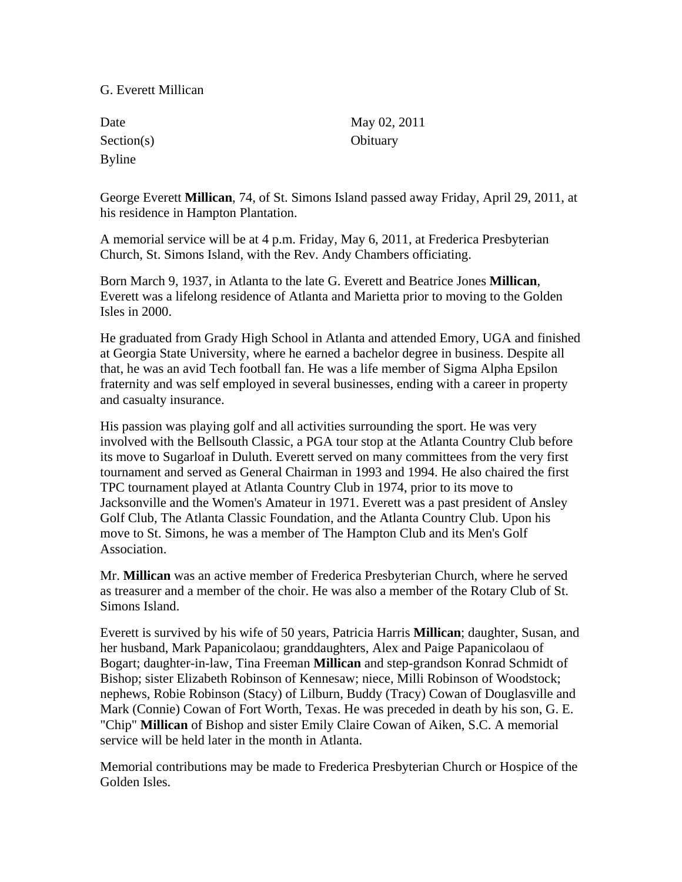G. Everett Millican

| | |
|---|---|
| Date | May 02, 2011 |
| Section(s) | Obituary |
| Byline | |

George Everett **Millican**, 74, of St. Simons Island passed away Friday, April 29, 2011, at his residence in Hampton Plantation.

A memorial service will be at 4 p.m. Friday, May 6, 2011, at Frederica Presbyterian Church, St. Simons Island, with the Rev. Andy Chambers officiating.

Born March 9, 1937, in Atlanta to the late G. Everett and Beatrice Jones **Millican**, Everett was a lifelong residence of Atlanta and Marietta prior to moving to the Golden Isles in 2000.

He graduated from Grady High School in Atlanta and attended Emory, UGA and finished at Georgia State University, where he earned a bachelor degree in business. Despite all that, he was an avid Tech football fan. He was a life member of Sigma Alpha Epsilon fraternity and was self employed in several businesses, ending with a career in property and casualty insurance.

His passion was playing golf and all activities surrounding the sport. He was very involved with the Bellsouth Classic, a PGA tour stop at the Atlanta Country Club before its move to Sugarloaf in Duluth. Everett served on many committees from the very first tournament and served as General Chairman in 1993 and 1994. He also chaired the first TPC tournament played at Atlanta Country Club in 1974, prior to its move to Jacksonville and the Women's Amateur in 1971. Everett was a past president of Ansley Golf Club, The Atlanta Classic Foundation, and the Atlanta Country Club. Upon his move to St. Simons, he was a member of The Hampton Club and its Men's Golf Association.

Mr. **Millican** was an active member of Frederica Presbyterian Church, where he served as treasurer and a member of the choir. He was also a member of the Rotary Club of St. Simons Island.

Everett is survived by his wife of 50 years, Patricia Harris **Millican**; daughter, Susan, and her husband, Mark Papanicolaou; granddaughters, Alex and Paige Papanicolaou of Bogart; daughter-in-law, Tina Freeman **Millican** and step-grandson Konrad Schmidt of Bishop; sister Elizabeth Robinson of Kennesaw; niece, Milli Robinson of Woodstock; nephews, Robie Robinson (Stacy) of Lilburn, Buddy (Tracy) Cowan of Douglasville and Mark (Connie) Cowan of Fort Worth, Texas. He was preceded in death by his son, G. E. "Chip" **Millican** of Bishop and sister Emily Claire Cowan of Aiken, S.C. A memorial service will be held later in the month in Atlanta.

Memorial contributions may be made to Frederica Presbyterian Church or Hospice of the Golden Isles.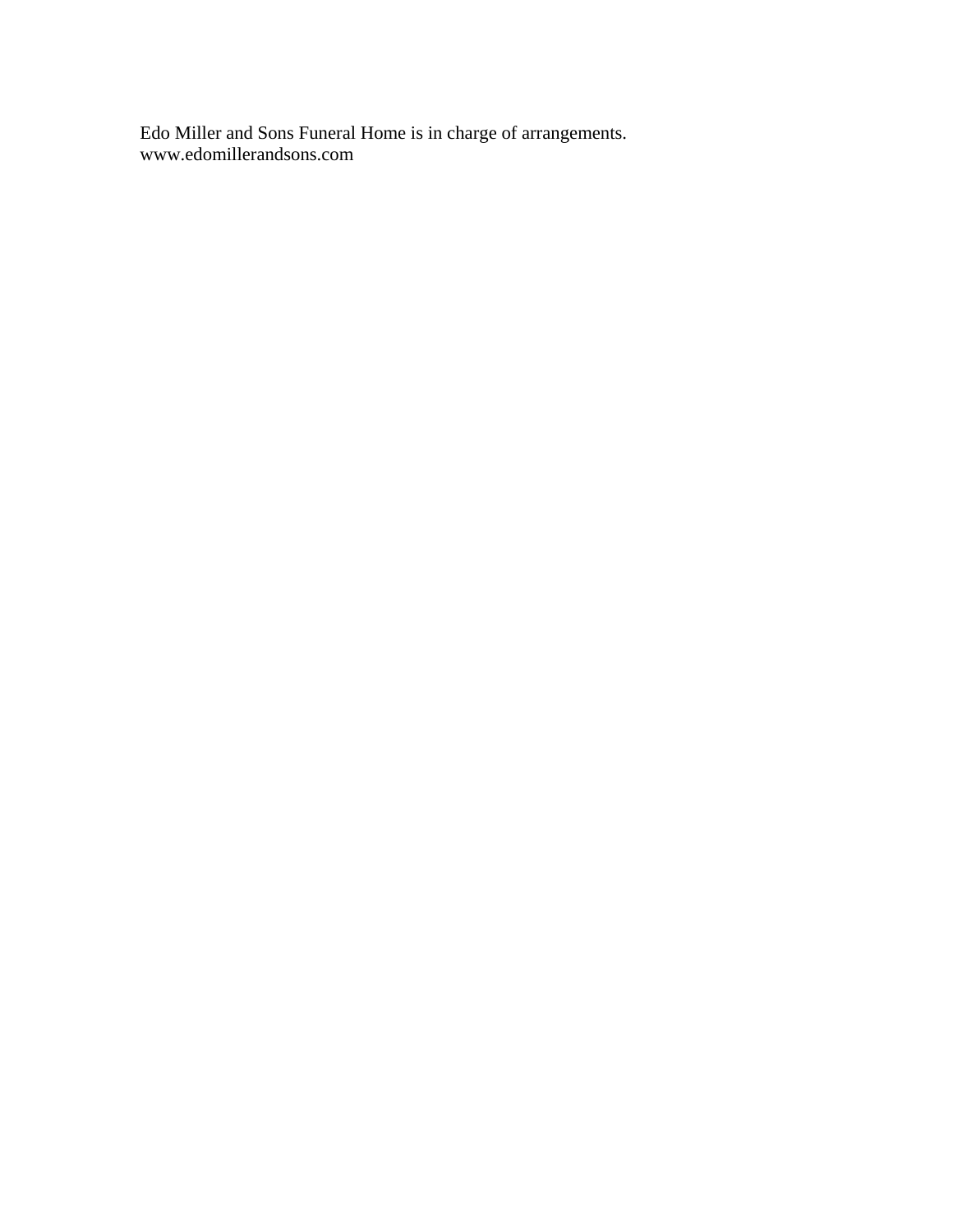Edo Miller and Sons Funeral Home is in charge of arrangements.
www.edomillerandsons.com